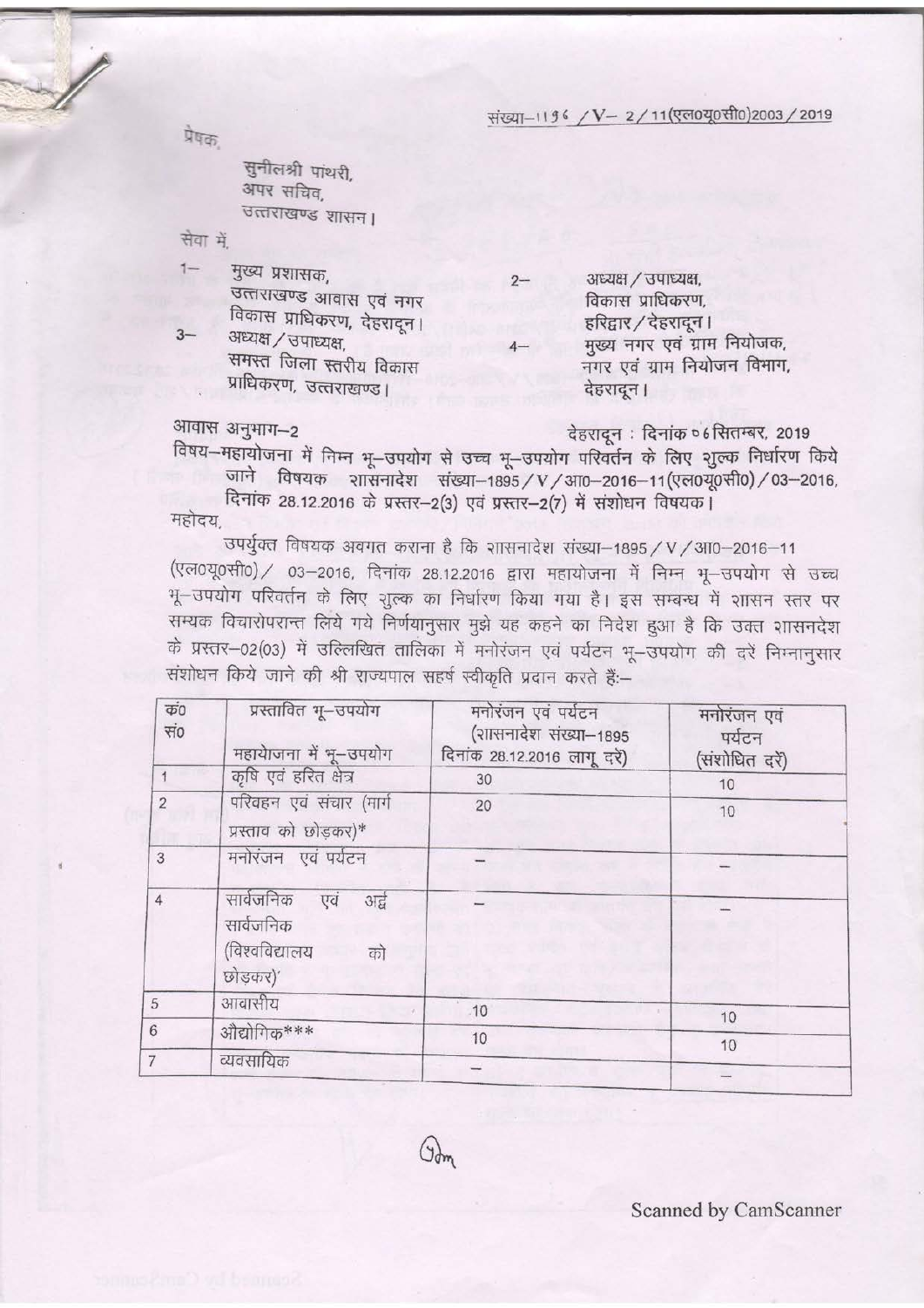संख्या–1196 /V– 2/11(एल0यू0सी0)2003/2019

प्रेषक,

सुनीलश्री पांथरी,
अपर सचिव,
उत्तराखण्ड शासन।

सेवा में,

1– मुख्य प्रशासक,
उत्तराखण्ड आवास एवं नगर विकास प्राधिकरण, देहरादून।

2– अध्यक्ष/उपाध्यक्ष,
विकास प्राधिकरण,
हरिद्वार/देहरादून।

3– अध्यक्ष/उपाध्यक्ष,
समस्त जिला स्तरीय विकास प्राधिकरण, उत्तराखण्ड।

4– मुख्य नगर एवं ग्राम नियोजक,
नगर एवं ग्राम नियोजन विभाग,
देहरादून।

आवास अनुभाग–2 देहरादून : दिनांक 06 सितम्बर, 2019

विषय–महायोजना में निम्न भू–उपयोग से उच्च भू–उपयोग परिवर्तन के लिए शुल्क निर्धारण किये जाने विषयक शासनादेश संख्या–1895/V/आ0–2016–11(एल0यू0सी0)/03–2016, दिनांक 28.12.2016 के प्रस्तर–2(3) एवं प्रस्तर–2(7) में संशोधन विषयक।

महोदय,

उपर्युक्त विषयक अवगत कराना है कि शासनादेश संख्या–1895/V/आ0–2016–11 (एल0यू0सी0)/ 03–2016, दिनांक 28.12.2016 द्वारा महायोजना में निम्न भू–उपयोग से उच्च भू–उपयोग परिवर्तन के लिए शुल्क का निर्धारण किया गया है। इस सम्बन्ध में शासन स्तर पर सम्यक विचारोपरान्त लिये गये निर्णयानुसार मुझे यह कहने का निदेश हुआ है कि उक्त शासनदेश के प्रस्तर–02(03) में उल्लिखित तालिका में मनोरंजन एवं पर्यटन भू–उपयोग की दरें निम्नानुसार संशोधन किये जाने की श्री राज्यपाल सहर्ष स्वीकृति प्रदान करते हैं:–

| क्र0 सं0 | प्रस्तावित भू–उपयोग / महायोजना में भू–उपयोग | मनोरंजन एवं पर्यटन (शासनादेश संख्या–1895 दिनांक 28.12.2016 लागू दरें) | मनोरंजन एवं पर्यटन (संशोधित दरें) |
|---|---|---|---|
| 1 | कृषि एवं हरित क्षेत्र | 30 | 10 |
| 2 | परिवहन एवं संचार (मार्ग प्रस्ताव को छोड़कर)* | 20 | 10 |
| 3 | मनोरंजन एवं पर्यटन | – | – |
| 4 | सार्वजनिक एवं अर्द्ध सार्वजनिक (विश्वविद्यालय को छोड़कर)' | – | – |
| 5 | आवासीय | 10 | 10 |
| 6 | औद्योगिक*** | 10 | 10 |
| 7 | व्यवसायिक | – | – |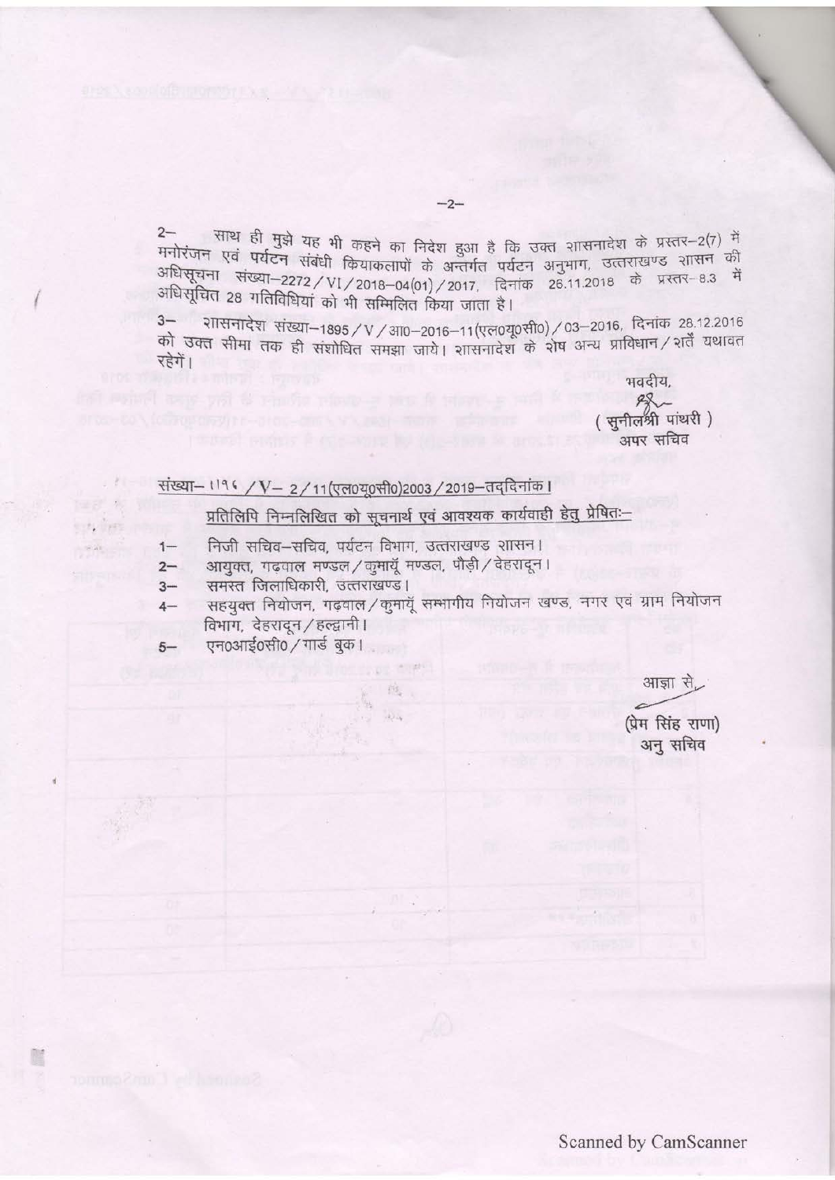2– साथ ही मुझे यह भी कहने का निदेश हुआ है कि उक्त शासनादेश के प्रस्तर–2(7) में मनोरंजन एवं पर्यटन संबंधी कियाकलापों के अन्तर्गत पर्यटन अनुभाग, उत्तराखण्ड शासन की अधिसूचना संख्या–2272/VI/2018–04(01)/2017, दिनांक 26.11.2018 के प्रस्तर–8.3 में अधिसूचित 28 गतिविधियां को भी सम्मिलित किया जाता है।

3– शासनादेश संख्या–1895/V/आ0–2016–11(एल0यू0सी0)/03–2016, दिनांक 28.12.2016 को उक्त सीमा तक ही संशोधित समझा जाये। शासनादेश के शेष अन्य प्राविधान/शर्तें यथावत रहेगें।

भवदीय,

(सुनीलश्री पांथरी)
अपर सचिव

संख्या– 1196 /V– 2/11(एल0यू0सी0)2003/2019–तद्दिनांक।

प्रतिलिपि निम्नलिखित को सूचनार्थ एवं आवश्यक कार्यवाही हेतु प्रेषितः–

1– निजी सचिव–सचिव, पर्यटन विभाग, उत्तराखण्ड शासन।
2– आयुक्त, गढ़वाल मण्डल/कुमायूँ मण्डल, पौड़ी/देहरादून।
3– समस्त जिलाधिकारी, उत्तराखण्ड।
4– सहयुक्त नियोजन, गढ़वाल/कुमायूँ सम्भागीय नियोजन खण्ड, नगर एवं ग्राम नियोजन विभाग, देहरादून/हल्द्वानी।
5– एन0आई0सी0/गार्ड बुक।

आज्ञा से,

(प्रेम सिंह राणा)
अनु सचिव